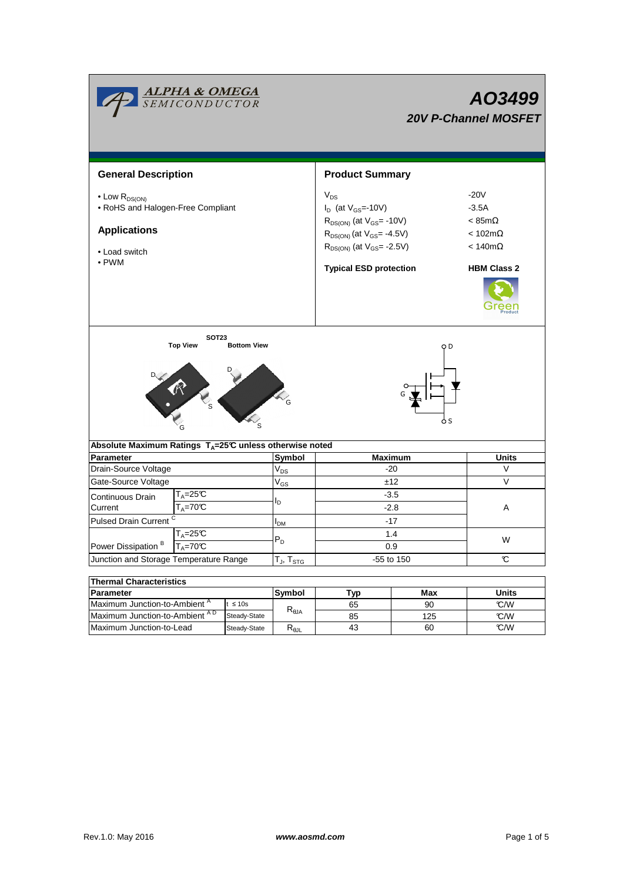ALPHA & OMEGA SEMICONDUCTOR

# AO3499

## 20V P-Channel MOSFET

## General Description

- Low $R_{DS(ON)}$
- RoHS and Halogen-Free Compliant

## Applications

- Load switch
- PWM

## Product Summary

| | |
|---|---|
| $V_{DS}$ | -20V |
| $I_D$ (at $V_{GS}$=-10V) | -3.5A |
| $R_{DS(ON)}$ (at $V_{GS}$= -10V) | < 85mΩ |
| $R_{DS(ON)}$ (at $V_{GS}$= -4.5V) | < 102mΩ |
| $R_{DS(ON)}$ (at $V_{GS}$= -2.5V) | < 140mΩ |

**Typical ESD protection** **HBM Class 2**

SOT23

Top View Bottom View

D, G, S

**Absolute Maximum Ratings $T_A$=25℃ unless otherwise noted**

| Parameter | | Symbol | Maximum | Units |
|---|---|---|---|---|
| Drain-Source Voltage | | $V_{DS}$ | -20 | V |
| Gate-Source Voltage | | $V_{GS}$ | ±12 | V |
| Continuous Drain Current | $T_A$=25℃ | $I_D$ | -3.5 | A |
| | $T_A$=70℃ | | -2.8 | |
| Pulsed Drain Current [C] | | $I_{DM}$ | -17 | |
| Power Dissipation [B] | $T_A$=25℃ | $P_D$ | 1.4 | W |
| | $T_A$=70℃ | | 0.9 | |
| Junction and Storage Temperature Range | | $T_J$, $T_{STG}$ | -55 to 150 | ℃ |

**Thermal Characteristics**

| Parameter | | Symbol | Typ | Max | Units |
|---|---|---|---|---|---|
| Maximum Junction-to-Ambient [A] | t ≤ 10s | $R_{\theta JA}$ | 65 | 90 | ℃/W |
| Maximum Junction-to-Ambient [A D] | Steady-State | | 85 | 125 | ℃/W |
| Maximum Junction-to-Lead | Steady-State | $R_{\theta JL}$ | 43 | 60 | ℃/W |

Rev.1.0: May 2016 www.aosmd.com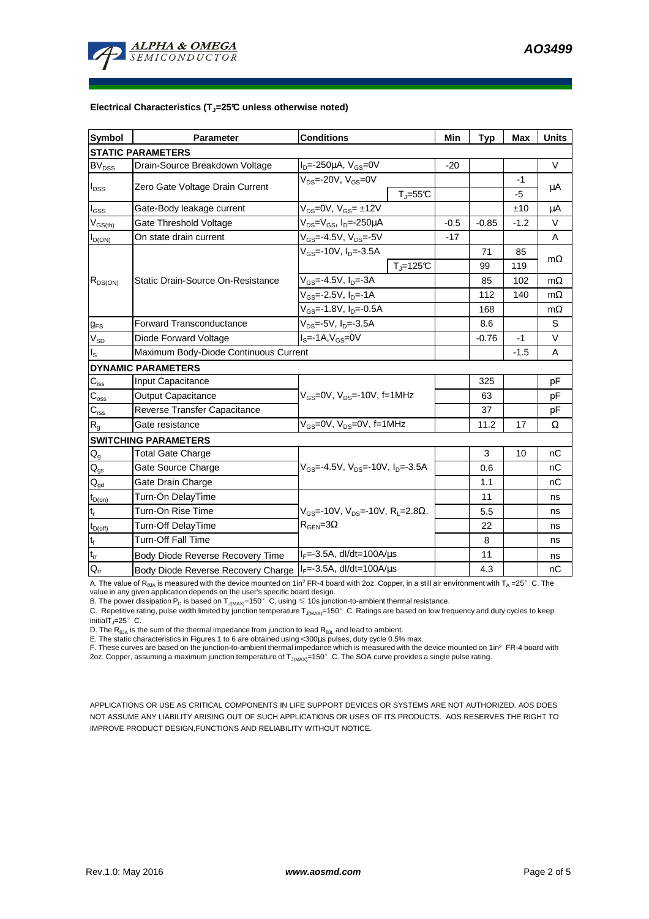**Electrical Characteristics ($T_J$=25°C unless otherwise noted)**

| Symbol | Parameter | Conditions | | Min | Typ | Max | Units |
|---|---|---|---|---|---|---|---|
| **STATIC PARAMETERS** | | | | | | | |
| $BV_{DSS}$ | Drain-Source Breakdown Voltage | $I_D$=-250µA, $V_{GS}$=0V | | -20 | | | V |
| $I_{DSS}$ | Zero Gate Voltage Drain Current | $V_{DS}$=-20V, $V_{GS}$=0V | | | | -1 | µA |
| | | | $T_J$=55°C | | | -5 | |
| $I_{GSS}$ | Gate-Body leakage current | $V_{DS}$=0V, $V_{GS}$= ±12V | | | | ±10 | µA |
| $V_{GS(th)}$ | Gate Threshold Voltage | $V_{DS}$=$V_{GS}$, $I_D$=-250µA | | -0.5 | -0.85 | -1.2 | V |
| $I_{D(ON)}$ | On state drain current | $V_{GS}$=-4.5V, $V_{DS}$=-5V | | -17 | | | A |
| $R_{DS(ON)}$ | Static Drain-Source On-Resistance | $V_{GS}$=-10V, $I_D$=-3.5A | | | 71 | 85 | mΩ |
| | | | $T_J$=125°C | | 99 | 119 | |
| | | $V_{GS}$=-4.5V, $I_D$=-3A | | | 85 | 102 | mΩ |
| | | $V_{GS}$=-2.5V, $I_D$=-1A | | | 112 | 140 | mΩ |
| | | $V_{GS}$=-1.8V, $I_D$=-0.5A | | | 168 | | mΩ |
| $g_{FS}$ | Forward Transconductance | $V_{DS}$=-5V, $I_D$=-3.5A | | | 8.6 | | S |
| $V_{SD}$ | Diode Forward Voltage | $I_S$=-1A,$V_{GS}$=0V | | | -0.76 | -1 | V |
| $I_S$ | Maximum Body-Diode Continuous Current | | | | | -1.5 | A |
| **DYNAMIC PARAMETERS** | | | | | | | |
| $C_{iss}$ | Input Capacitance | $V_{GS}$=0V, $V_{DS}$=-10V, f=1MHz | | | 325 | | pF |
| $C_{oss}$ | Output Capacitance | | | | 63 | | pF |
| $C_{rss}$ | Reverse Transfer Capacitance | | | | 37 | | pF |
| $R_g$ | Gate resistance | $V_{GS}$=0V, $V_{DS}$=0V, f=1MHz | | | 11.2 | 17 | Ω |
| **SWITCHING PARAMETERS** | | | | | | | |
| $Q_g$ | Total Gate Charge | $V_{GS}$=-4.5V, $V_{DS}$=-10V, $I_D$=-3.5A | | | 3 | 10 | nC |
| $Q_{gs}$ | Gate Source Charge | | | | 0.6 | | nC |
| $Q_{gd}$ | Gate Drain Charge | | | | 1.1 | | nC |
| $t_{D(on)}$ | Turn-On DelayTime | $V_{GS}$=-10V, $V_{DS}$=-10V, $R_L$=2.8Ω, $R_{GEN}$=3Ω | | | 11 | | ns |
| $t_r$ | Turn-On Rise Time | | | | 5.5 | | ns |
| $t_{D(off)}$ | Turn-Off DelayTime | | | | 22 | | ns |
| $t_f$ | Turn-Off Fall Time | | | | 8 | | ns |
| $t_{rr}$ | Body Diode Reverse Recovery Time | $I_F$=-3.5A, dI/dt=100A/µs | | | 11 | | ns |
| $Q_{rr}$ | Body Diode Reverse Recovery Charge | $I_F$=-3.5A, dI/dt=100A/µs | | | 4.3 | | nC |

A. The value of $R_{\theta JA}$ is measured with the device mounted on 1in² FR-4 board with 2oz. Copper, in a still air environment with $T_A$ =25° C. The value in any given application depends on the user's specific board design.
B. The power dissipation $P_D$ is based on $T_{J(MAX)}$=150° C, using ≤ 10s junction-to-ambient thermal resistance.
C. Repetitive rating, pulse width limited by junction temperature $T_{J(MAX)}$=150° C. Ratings are based on low frequency and duty cycles to keep initial $T_J$=25° C.
D. The $R_{\theta JA}$ is the sum of the thermal impedance from junction to lead $R_{\theta JL}$ and lead to ambient.
E. The static characteristics in Figures 1 to 6 are obtained using <300µs pulses, duty cycle 0.5% max.
F. These curves are based on the junction-to-ambient thermal impedance which is measured with the device mounted on 1in² FR-4 board with 2oz. Copper, assuming a maximum junction temperature of $T_{J(MAX)}$=150° C. The SOA curve provides a single pulse rating.

APPLICATIONS OR USE AS CRITICAL COMPONENTS IN LIFE SUPPORT DEVICES OR SYSTEMS ARE NOT AUTHORIZED. AOS DOES NOT ASSUME ANY LIABILITY ARISING OUT OF SUCH APPLICATIONS OR USES OF ITS PRODUCTS. AOS RESERVES THE RIGHT TO IMPROVE PRODUCT DESIGN,FUNCTIONS AND RELIABILITY WITHOUT NOTICE.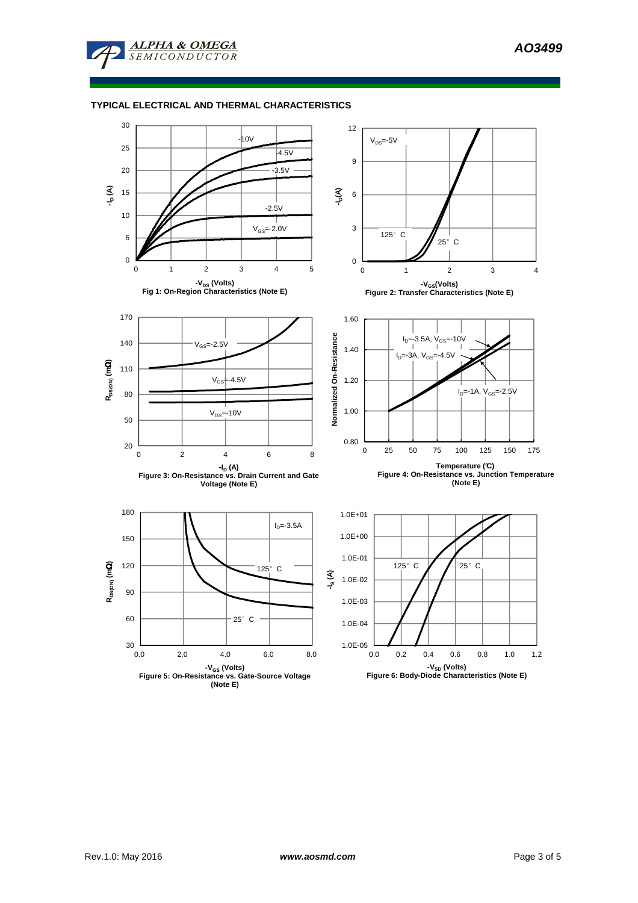## TYPICAL ELECTRICAL AND THERMAL CHARACTERISTICS

Fig 1: On-Region Characteristics (Note E)

Figure 2: Transfer Characteristics (Note E)

Figure 3: On-Resistance vs. Drain Current and Gate Voltage (Note E)

Figure 4: On-Resistance vs. Junction Temperature (Note E)

Figure 5: On-Resistance vs. Gate-Source Voltage (Note E)

Figure 6: Body-Diode Characteristics (Note E)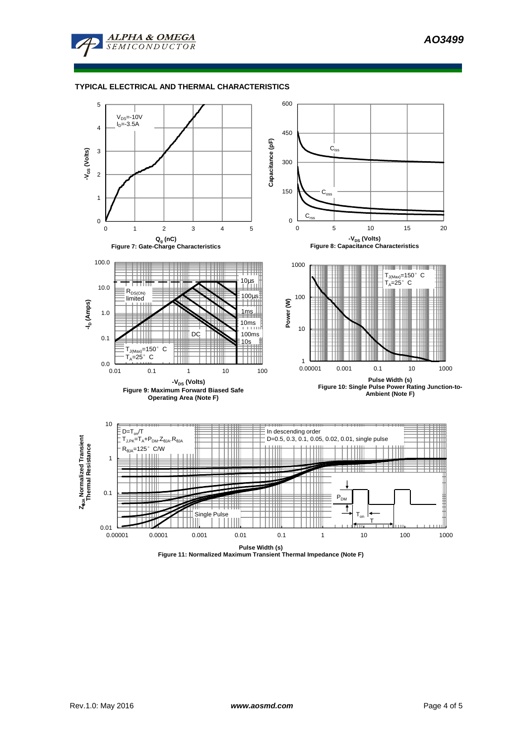## TYPICAL ELECTRICAL AND THERMAL CHARACTERISTICS

$V_{DS}$=-10V
$I_D$=-3.5A

Figure 7: Gate-Charge Characteristics

Figure 8: Capacitance Characteristics

Figure 9: Maximum Forward Biased Safe Operating Area (Note F)

Figure 10: Single Pulse Power Rating Junction-to-Ambient (Note F)

$D=T_{on}/T$
$T_{J,PK}=T_A+P_{DM}.Z_{\theta JA}.R_{\theta JA}$
$R_{\theta JA}$=125° C/W

In descending order
D=0.5, 0.3, 0.1, 0.05, 0.02, 0.01, single pulse

Figure 11: Normalized Maximum Transient Thermal Impedance (Note F)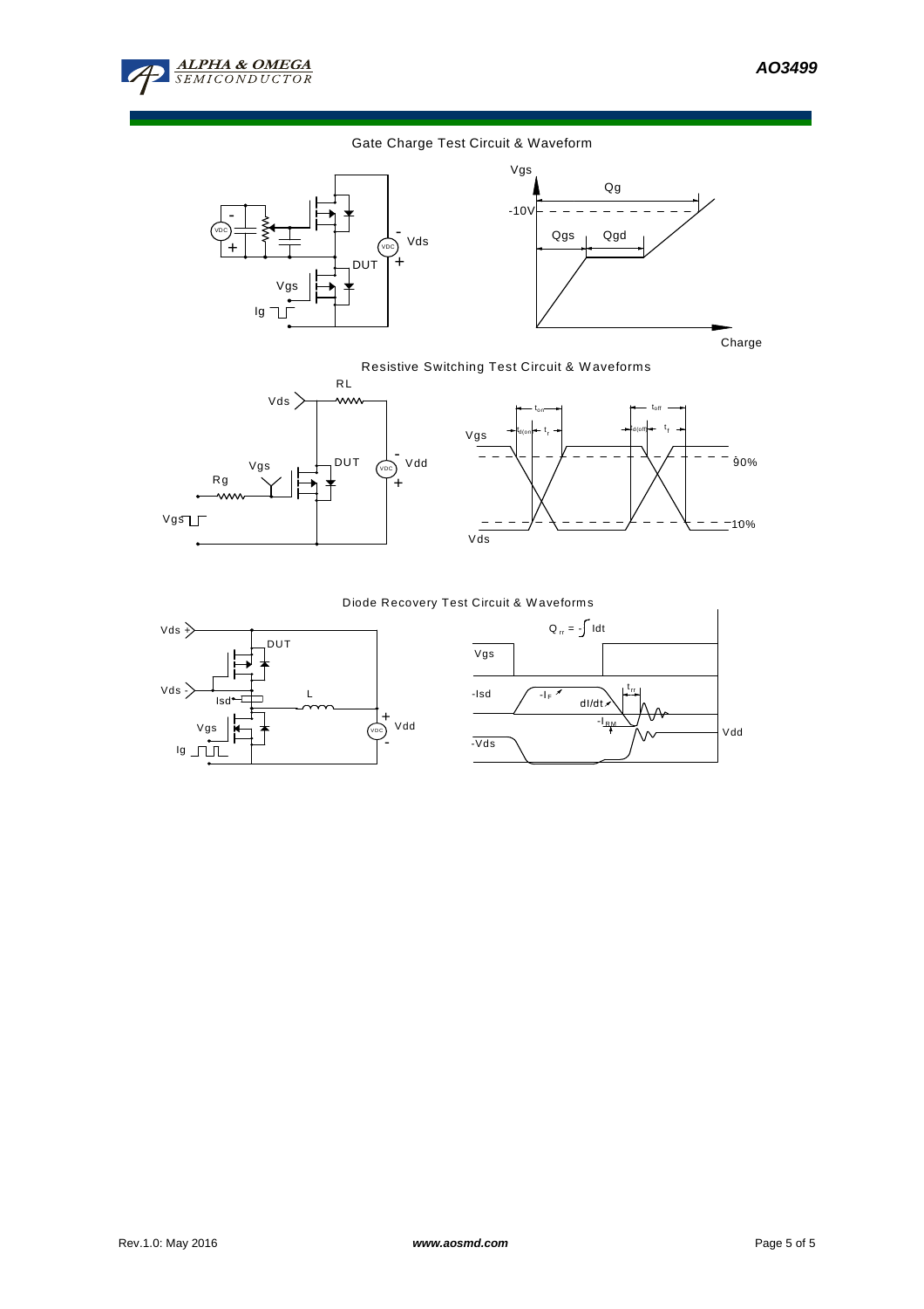## Gate Charge Test Circuit & Waveform

VDC

Vds

DUT

Vgs

Ig

Vgs

Qg

-10V

Qgs

Qgd

Charge

## Resistive Switching Test Circuit & Waveforms

RL

Vds

Vgs

Rg

DUT

VDC

Vdd

Vgs

$t_{on}$

$t_{d(on)}$

$t_r$

$t_{off}$

$t_{d(off)}$

$t_f$

Vgs

90%

10%

Vds

## Diode Recovery Test Circuit & Waveforms

Vds +

DUT

Vds -

Isd

L

Vgs

Ig

VDC

Vdd

$Q_{rr} = -\int Idt$

Vgs

-Isd

$-I_F$

dI/dt

$t_{rr}$

$-I_{RM}$

-Vds

Vdd